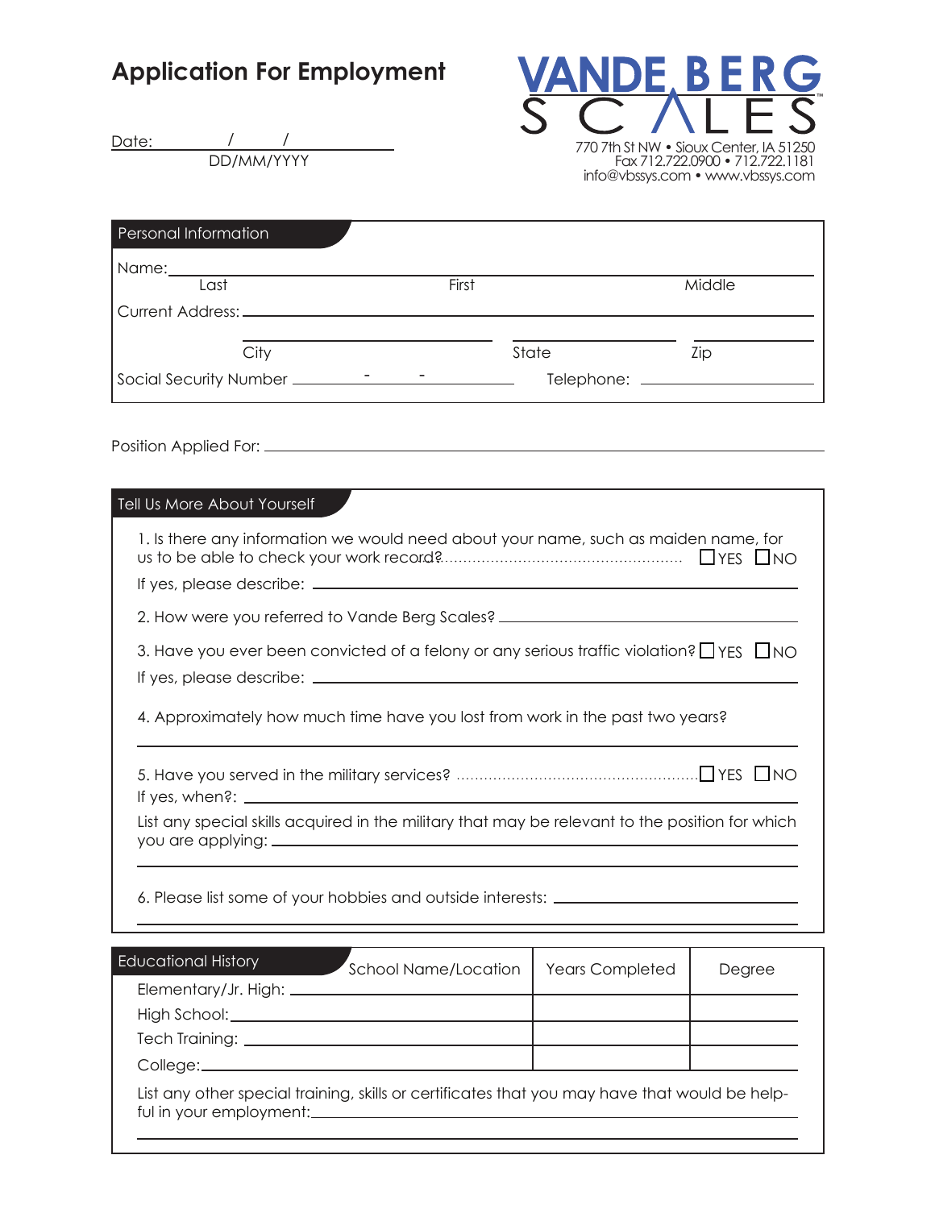# Application For Employment

Date: ______ / ______ / ______
DD/MM/YYYY

**VANDE BERG SCALES**™

770 7th St NW • Sioux Center, IA 51250
Fax 712.722.0900 • 712.722.1181
info@vbssys.com • www.vbssys.com

## Personal Information

Name: ______________________________________________
Last | First | Middle

Current Address: ______________________________________________

______________________ ______________________ ______________________
City | State | Zip

Social Security Number ______ - ______ - ______ Telephone: ______________________

Position Applied For: ______________________________________________

## Tell Us More About Yourself

1. Is there any information we would need about your name, such as maiden name, for us to be able to check your work record? ☐ YES ☐ NO

   If yes, please describe: ______________________________________________

2. How were you referred to Vande Berg Scales? ______________________________________________

3. Have you ever been convicted of a felony or any serious traffic violation? ☐ YES ☐ NO

   If yes, please describe: ______________________________________________

4. Approximately how much time have you lost from work in the past two years?

   ______________________________________________

5. Have you served in the military services? ☐ YES ☐ NO

   If yes, when?: ______________________________________________

   List any special skills acquired in the military that may be relevant to the position for which you are applying: ______________________________________________

   ______________________________________________

6. Please list some of your hobbies and outside interests: ______________________________________________

   ______________________________________________

## Educational History

| | School Name/Location | Years Completed | Degree |
|---|---|---|---|
| Elementary/Jr. High: | | | |
| High School: | | | |
| Tech Training: | | | |
| College: | | | |

List any other special training, skills or certificates that you may have that would be helpful in your employment: ______________________________________________

______________________________________________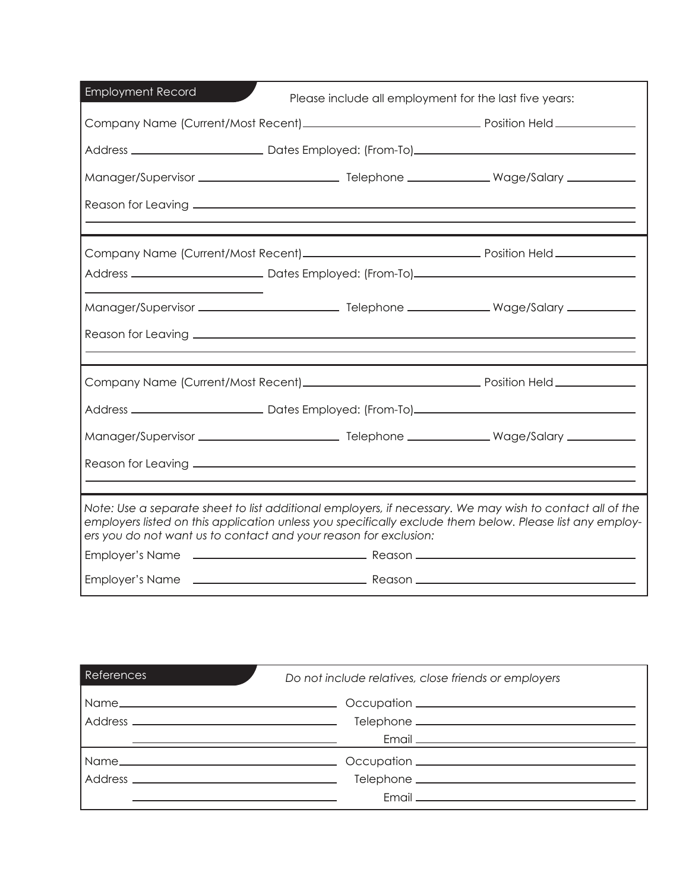## Employment Record

Please include all employment for the last five years:

Company Name (Current/Most Recent) ______________________ Position Held ____________

Address ____________________ Dates Employed: (From-To) ______________________________

Manager/Supervisor ____________________ Telephone ____________ Wage/Salary __________

Reason for Leaving ______________________________________________________________

_________________________________________________________________________________

Company Name (Current/Most Recent) ______________________ Position Held ____________

Address ____________________ Dates Employed: (From-To) ______________________________

____________________

Manager/Supervisor ____________________ Telephone ____________ Wage/Salary __________

Reason for Leaving ______________________________________________________________

_________________________________________________________________________________

Company Name (Current/Most Recent) ______________________ Position Held ____________

Address ____________________ Dates Employed: (From-To) ______________________________

Manager/Supervisor ____________________ Telephone ____________ Wage/Salary __________

Reason for Leaving ______________________________________________________________

_________________________________________________________________________________

*Note: Use a separate sheet to list additional employers, if necessary. We may wish to contact all of the employers listed on this application unless you specifically exclude them below. Please list any employers you do not want us to contact and your reason for exclusion:*

Employer's Name ________________________ Reason ________________________________

Employer's Name ________________________ Reason ________________________________

## References

*Do not include relatives, close friends or employers*

Name ______________________________ Occupation ______________________________

Address ____________________________ Telephone ______________________________

____________________________ Email ______________________________

Name ______________________________ Occupation ______________________________

Address ____________________________ Telephone ______________________________

____________________________ Email ______________________________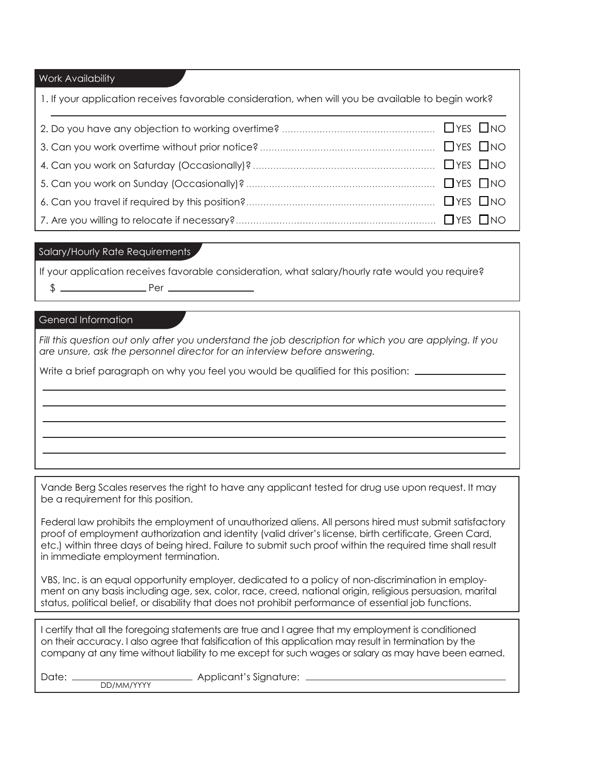## Work Availability

1. If your application receives favorable consideration, when will you be available to begin work?

______________________________________________

2. Do you have any objection to working overtime? ☐ YES ☐ NO
3. Can you work overtime without prior notice? ☐ YES ☐ NO
4. Can you work on Saturday (Occasionally)? ☐ YES ☐ NO
5. Can you work on Sunday (Occasionally)? ☐ YES ☐ NO
6. Can you travel if required by this position? ☐ YES ☐ NO
7. Are you willing to relocate if necessary? ☐ YES ☐ NO

## Salary/Hourly Rate Requirements

If your application receives favorable consideration, what salary/hourly rate would you require?

$ ____________ Per ____________

## General Information

*Fill this question out only after you understand the job description for which you are applying. If you are unsure, ask the personnel director for an interview before answering.*

Write a brief paragraph on why you feel you would be qualified for this position: ____________

______________________________________________

______________________________________________

______________________________________________

______________________________________________

______________________________________________

Vande Berg Scales reserves the right to have any applicant tested for drug use upon request. It may be a requirement for this position.

Federal law prohibits the employment of unauthorized aliens. All persons hired must submit satisfactory proof of employment authorization and identity (valid driver's license, birth certificate, Green Card, etc.) within three days of being hired. Failure to submit such proof within the required time shall result in immediate employment termination.

VBS, Inc. is an equal opportunity employer, dedicated to a policy of non-discrimination in employment on any basis including age, sex, color, race, creed, national origin, religious persuasion, marital status, political belief, or disability that does not prohibit performance of essential job functions.

I certify that all the foregoing statements are true and I agree that my employment is conditioned on their accuracy. I also agree that falsification of this application may result in termination by the company at any time without liability to me except for such wages or salary as may have been earned.

Date: ____________ (DD/MM/YYYY) Applicant's Signature: ____________